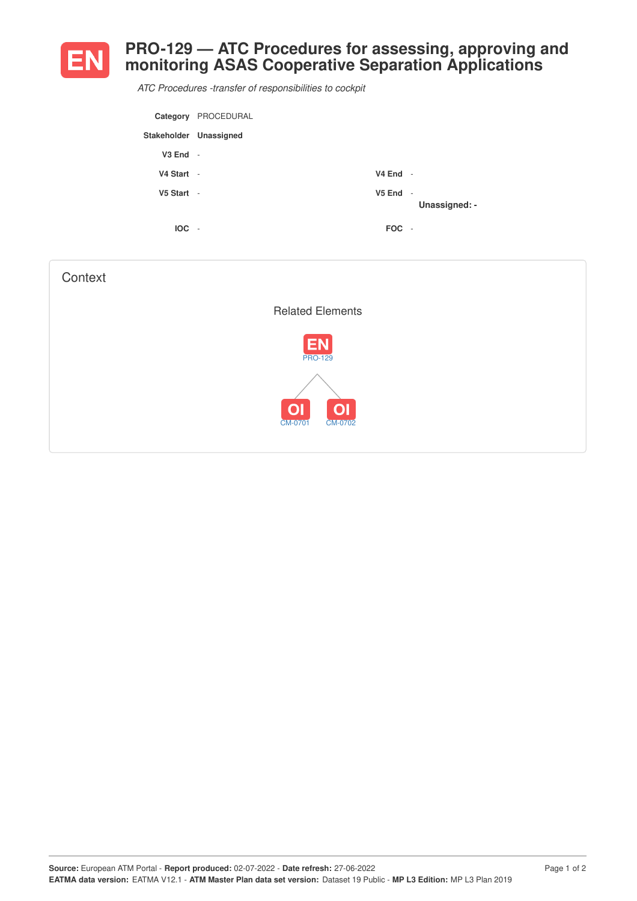# EN PRO-129 — ATC Procedures for assessing, approving and monitoring ASAS Cooperative Separation Applications

*ATC Procedures -transfer of responsibilities to cockpit*

| | | | |
|---|---|---|---|
| **Category** | PROCEDURAL | | |
| **Stakeholder** | **Unassigned** | | |
| **V3 End** | - | | |
| **V4 Start** | - | **V4 End** | - |
| **V5 Start** | - | **V5 End** | - |
| | | | **Unassigned: -** |
| **IOC** | - | **FOC** | - |

## Context

### Related Elements

EN PRO-129

- OI CM-0701
- OI CM-0702

**Source:** European ATM Portal - **Report produced:** 02-07-2022 - **Date refresh:** 27-06-2022
**EATMA data version:** EATMA V12.1 - **ATM Master Plan data set version:** Dataset 19 Public - **MP L3 Edition:** MP L3 Plan 2019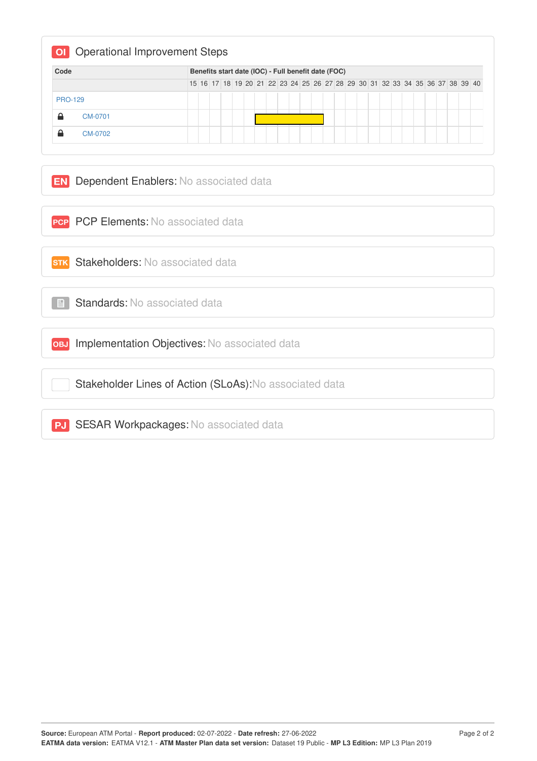## OI Operational Improvement Steps

| Code | Benefits start date (IOC) - Full benefit date (FOC) |
|---|---|
| | 15 16 17 18 19 20 21 22 23 24 25 26 27 28 29 30 31 32 33 34 35 36 37 38 39 40 |
| PRO-129 | |
| CM-0701 | |
| CM-0702 | |

## EN Dependent Enablers: No associated data

## PCP PCP Elements: No associated data

## STK Stakeholders: No associated data

## Standards: No associated data

## OBJ Implementation Objectives: No associated data

## Stakeholder Lines of Action (SLoAs): No associated data

## PJ SESAR Workpackages: No associated data

**Source:** European ATM Portal - **Report produced:** 02-07-2022 - **Date refresh:** 27-06-2022
**EATMA data version:** EATMA V12.1 - **ATM Master Plan data set version:** Dataset 19 Public - **MP L3 Edition:** MP L3 Plan 2019